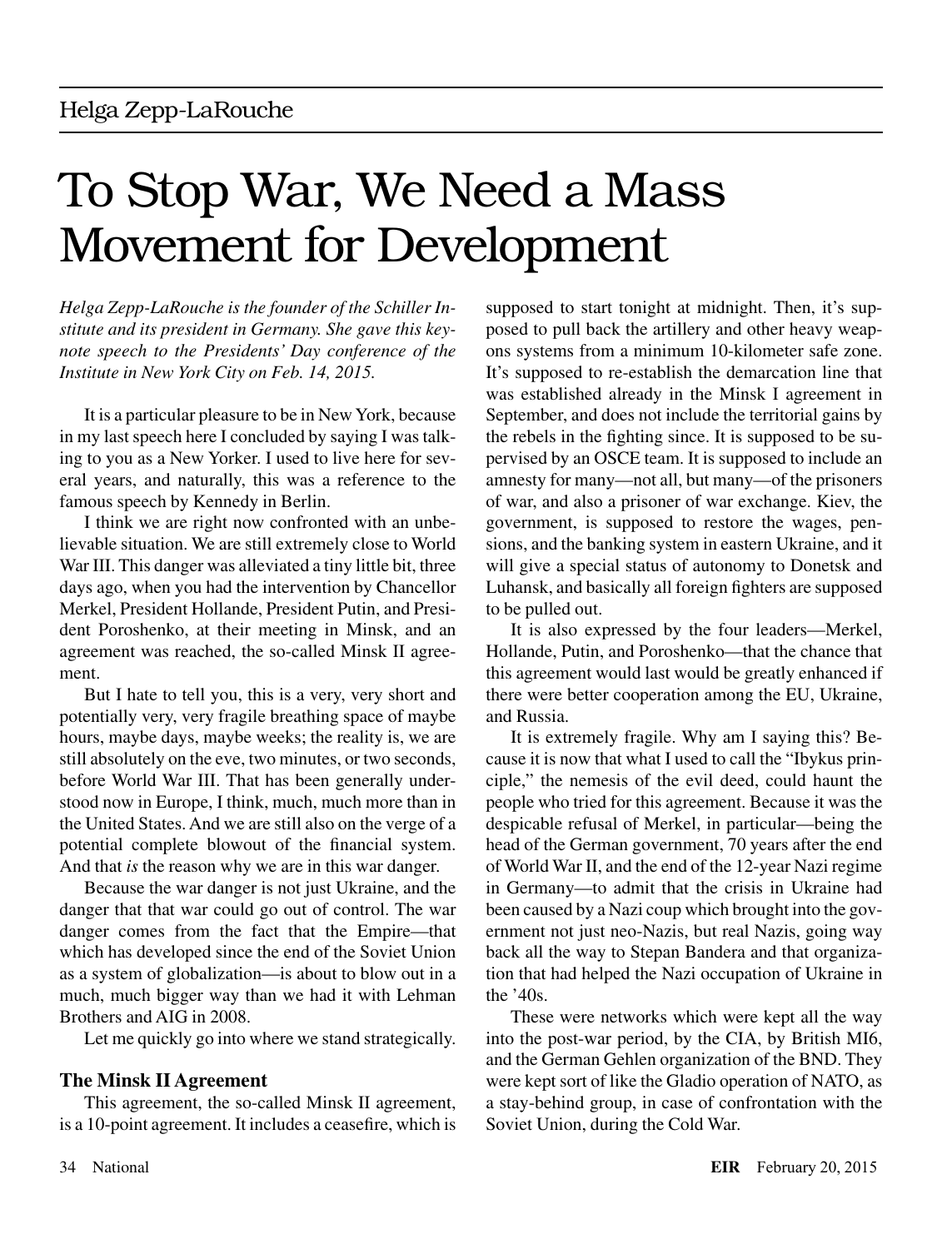Helga Zepp-LaRouche

# To Stop War, We Need a Mass Movement for Development

*Helga Zepp-LaRouche is the founder of the Schiller Institute and its president in Germany. She gave this keynote speech to the Presidents' Day conference of the Institute in New York City on Feb. 14, 2015.*

It is a particular pleasure to be in New York, because in my last speech here I concluded by saying I was talking to you as a New Yorker. I used to live here for several years, and naturally, this was a reference to the famous speech by Kennedy in Berlin.

I think we are right now confronted with an unbelievable situation. We are still extremely close to World War III. This danger was alleviated a tiny little bit, three days ago, when you had the intervention by Chancellor Merkel, President Hollande, President Putin, and President Poroshenko, at their meeting in Minsk, and an agreement was reached, the so-called Minsk II agreement.

But I hate to tell you, this is a very, very short and potentially very, very fragile breathing space of maybe hours, maybe days, maybe weeks; the reality is, we are still absolutely on the eve, two minutes, or two seconds, before World War III. That has been generally understood now in Europe, I think, much, much more than in the United States. And we are still also on the verge of a potential complete blowout of the financial system. And that *is* the reason why we are in this war danger.

Because the war danger is not just Ukraine, and the danger that that war could go out of control. The war danger comes from the fact that the Empire—that which has developed since the end of the Soviet Union as a system of globalization—is about to blow out in a much, much bigger way than we had it with Lehman Brothers and AIG in 2008.

Let me quickly go into where we stand strategically.

### The Minsk II Agreement

This agreement, the so-called Minsk II agreement, is a 10-point agreement. It includes a ceasefire, which is supposed to start tonight at midnight. Then, it's supposed to pull back the artillery and other heavy weapons systems from a minimum 10-kilometer safe zone. It's supposed to re-establish the demarcation line that was established already in the Minsk I agreement in September, and does not include the territorial gains by the rebels in the fighting since. It is supposed to be supervised by an OSCE team. It is supposed to include an amnesty for many—not all, but many—of the prisoners of war, and also a prisoner of war exchange. Kiev, the government, is supposed to restore the wages, pensions, and the banking system in eastern Ukraine, and it will give a special status of autonomy to Donetsk and Luhansk, and basically all foreign fighters are supposed to be pulled out.

It is also expressed by the four leaders—Merkel, Hollande, Putin, and Poroshenko—that the chance that this agreement would last would be greatly enhanced if there were better cooperation among the EU, Ukraine, and Russia.

It is extremely fragile. Why am I saying this? Because it is now that what I used to call the "Ibykus principle," the nemesis of the evil deed, could haunt the people who tried for this agreement. Because it was the despicable refusal of Merkel, in particular—being the head of the German government, 70 years after the end of World War II, and the end of the 12-year Nazi regime in Germany—to admit that the crisis in Ukraine had been caused by a Nazi coup which brought into the government not just neo-Nazis, but real Nazis, going way back all the way to Stepan Bandera and that organization that had helped the Nazi occupation of Ukraine in the '40s.

These were networks which were kept all the way into the post-war period, by the CIA, by British MI6, and the German Gehlen organization of the BND. They were kept sort of like the Gladio operation of NATO, as a stay-behind group, in case of confrontation with the Soviet Union, during the Cold War.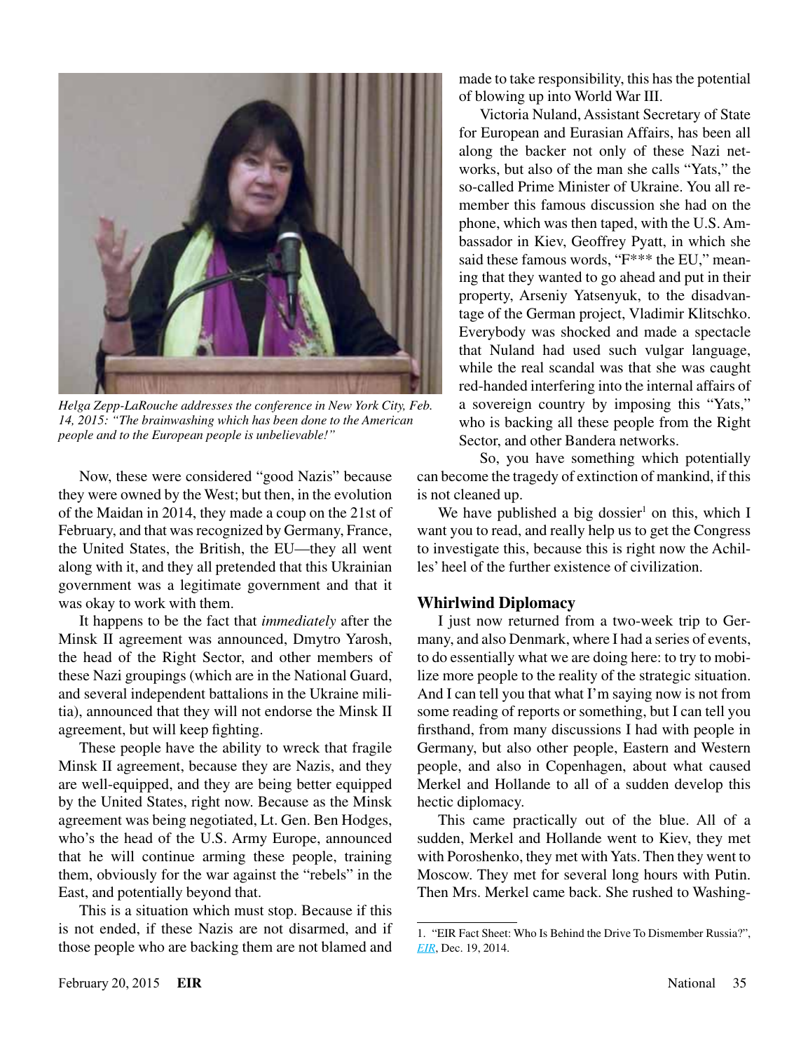*Helga Zepp-LaRouche addresses the conference in New York City, Feb. 14, 2015: "The brainwashing which has been done to the American people and to the European people is unbelievable!"*

Now, these were considered "good Nazis" because they were owned by the West; but then, in the evolution of the Maidan in 2014, they made a coup on the 21st of February, and that was recognized by Germany, France, the United States, the British, the EU—they all went along with it, and they all pretended that this Ukrainian government was a legitimate government and that it was okay to work with them.

It happens to be the fact that *immediately* after the Minsk II agreement was announced, Dmytro Yarosh, the head of the Right Sector, and other members of these Nazi groupings (which are in the National Guard, and several independent battalions in the Ukraine militia), announced that they will not endorse the Minsk II agreement, but will keep fighting.

These people have the ability to wreck that fragile Minsk II agreement, because they are Nazis, and they are well-equipped, and they are being better equipped by the United States, right now. Because as the Minsk agreement was being negotiated, Lt. Gen. Ben Hodges, who's the head of the U.S. Army Europe, announced that he will continue arming these people, training them, obviously for the war against the "rebels" in the East, and potentially beyond that.

This is a situation which must stop. Because if this is not ended, if these Nazis are not disarmed, and if those people who are backing them are not blamed and made to take responsibility, this has the potential of blowing up into World War III.

Victoria Nuland, Assistant Secretary of State for European and Eurasian Affairs, has been all along the backer not only of these Nazi networks, but also of the man she calls "Yats," the so-called Prime Minister of Ukraine. You all remember this famous discussion she had on the phone, which was then taped, with the U.S. Ambassador in Kiev, Geoffrey Pyatt, in which she said these famous words, "F*** the EU," meaning that they wanted to go ahead and put in their property, Arseniy Yatsenyuk, to the disadvantage of the German project, Vladimir Klitschko. Everybody was shocked and made a spectacle that Nuland had used such vulgar language, while the real scandal was that she was caught red-handed interfering into the internal affairs of a sovereign country by imposing this "Yats," who is backing all these people from the Right Sector, and other Bandera networks.

So, you have something which potentially can become the tragedy of extinction of mankind, if this is not cleaned up.

We have published a big dossier[1] on this, which I want you to read, and really help us to get the Congress to investigate this, because this is right now the Achilles' heel of the further existence of civilization.

## Whirlwind Diplomacy

I just now returned from a two-week trip to Germany, and also Denmark, where I had a series of events, to do essentially what we are doing here: to try to mobilize more people to the reality of the strategic situation. And I can tell you that what I'm saying now is not from some reading of reports or something, but I can tell you firsthand, from many discussions I had with people in Germany, but also other people, Eastern and Western people, and also in Copenhagen, about what caused Merkel and Hollande to all of a sudden develop this hectic diplomacy.

This came practically out of the blue. All of a sudden, Merkel and Hollande went to Kiev, they met with Poroshenko, they met with Yats. Then they went to Moscow. They met for several long hours with Putin. Then Mrs. Merkel came back. She rushed to Washing-

---

1. "EIR Fact Sheet: Who Is Behind the Drive To Dismember Russia?", *EIR*, Dec. 19, 2014.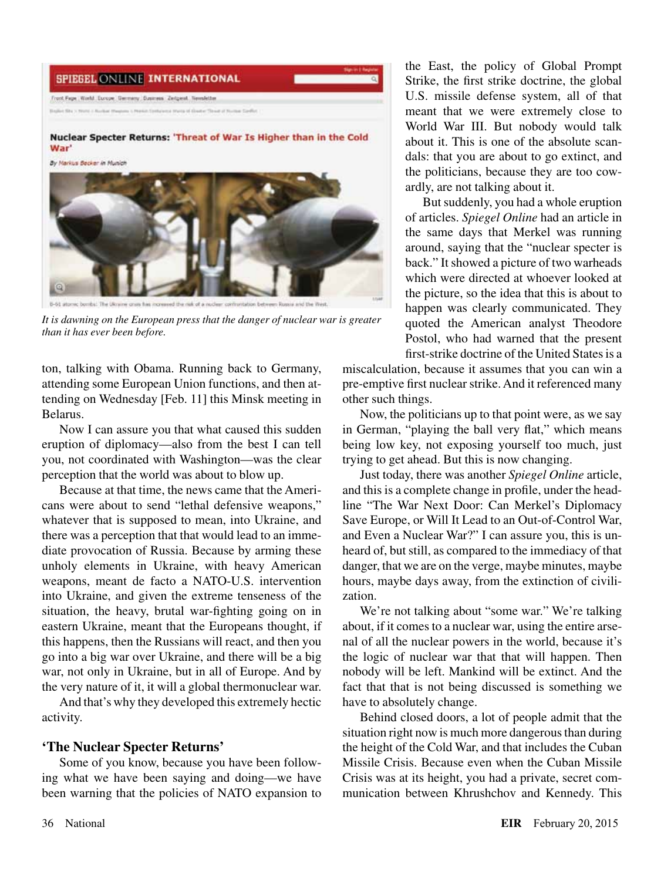*It is dawning on the European press that the danger of nuclear war is greater than it has ever been before.*

ton, talking with Obama. Running back to Germany, attending some European Union functions, and then attending on Wednesday [Feb. 11] this Minsk meeting in Belarus.

Now I can assure you that what caused this sudden eruption of diplomacy—also from the best I can tell you, not coordinated with Washington—was the clear perception that the world was about to blow up.

Because at that time, the news came that the Americans were about to send "lethal defensive weapons," whatever that is supposed to mean, into Ukraine, and there was a perception that that would lead to an immediate provocation of Russia. Because by arming these unholy elements in Ukraine, with heavy American weapons, meant de facto a NATO-U.S. intervention into Ukraine, and given the extreme tenseness of the situation, the heavy, brutal war-fighting going on in eastern Ukraine, meant that the Europeans thought, if this happens, then the Russians will react, and then you go into a big war over Ukraine, and there will be a big war, not only in Ukraine, but in all of Europe. And by the very nature of it, it will a global thermonuclear war.

And that's why they developed this extremely hectic activity.

## 'The Nuclear Specter Returns'

Some of you know, because you have been following what we have been saying and doing—we have been warning that the policies of NATO expansion to the East, the policy of Global Prompt Strike, the first strike doctrine, the global U.S. missile defense system, all of that meant that we were extremely close to World War III. But nobody would talk about it. This is one of the absolute scandals: that you are about to go extinct, and the politicians, because they are too cowardly, are not talking about it.

But suddenly, you had a whole eruption of articles. *Spiegel Online* had an article in the same days that Merkel was running around, saying that the "nuclear specter is back." It showed a picture of two warheads which were directed at whoever looked at the picture, so the idea that this is about to happen was clearly communicated. They quoted the American analyst Theodore Postol, who had warned that the present first-strike doctrine of the United States is a miscalculation, because it assumes that you can win a pre-emptive first nuclear strike. And it referenced many other such things.

Now, the politicians up to that point were, as we say in German, "playing the ball very flat," which means being low key, not exposing yourself too much, just trying to get ahead. But this is now changing.

Just today, there was another *Spiegel Online* article, and this is a complete change in profile, under the headline "The War Next Door: Can Merkel's Diplomacy Save Europe, or Will It Lead to an Out-of-Control War, and Even a Nuclear War?" I can assure you, this is unheard of, but still, as compared to the immediacy of that danger, that we are on the verge, maybe minutes, maybe hours, maybe days away, from the extinction of civilization.

We're not talking about "some war." We're talking about, if it comes to a nuclear war, using the entire arsenal of all the nuclear powers in the world, because it's the logic of nuclear war that that will happen. Then nobody will be left. Mankind will be extinct. And the fact that that is not being discussed is something we have to absolutely change.

Behind closed doors, a lot of people admit that the situation right now is much more dangerous than during the height of the Cold War, and that includes the Cuban Missile Crisis. Because even when the Cuban Missile Crisis was at its height, you had a private, secret communication between Khrushchov and Kennedy. This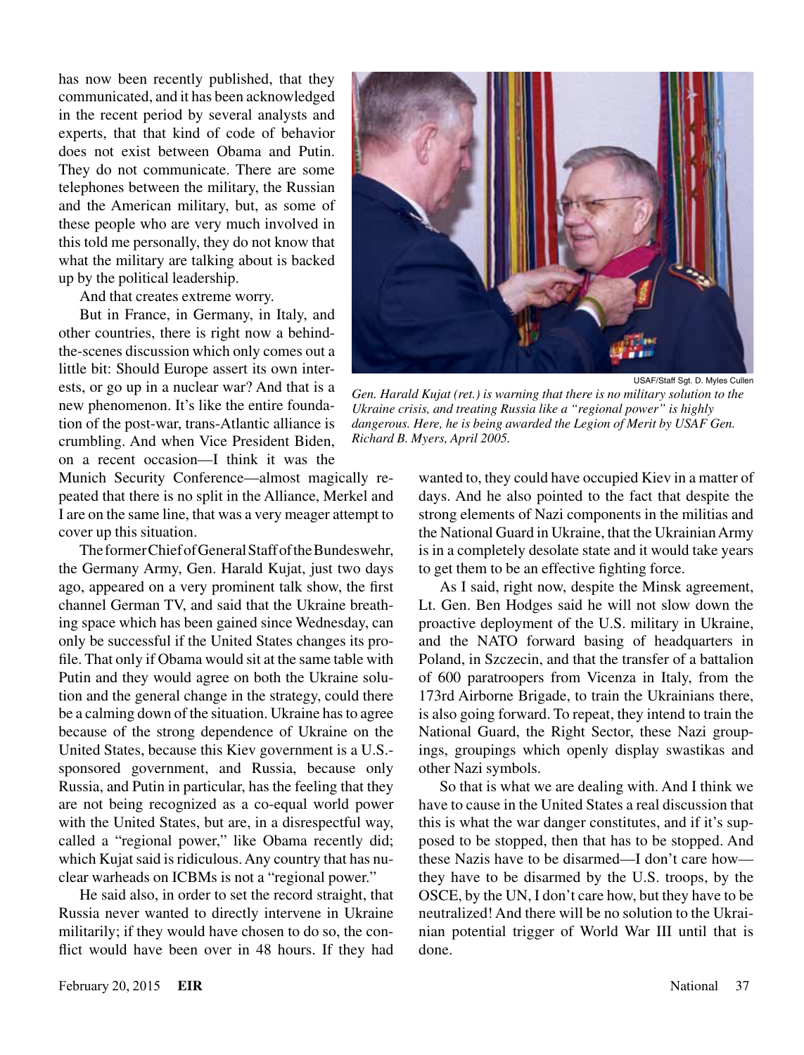has now been recently published, that they communicated, and it has been acknowledged in the recent period by several analysts and experts, that that kind of code of behavior does not exist between Obama and Putin. They do not communicate. There are some telephones between the military, the Russian and the American military, but, as some of these people who are very much involved in this told me personally, they do not know that what the military are talking about is backed up by the political leadership.

And that creates extreme worry.

But in France, in Germany, in Italy, and other countries, there is right now a behind-the-scenes discussion which only comes out a little bit: Should Europe assert its own interests, or go up in a nuclear war? And that is a new phenomenon. It's like the entire foundation of the post-war, trans-Atlantic alliance is crumbling. And when Vice President Biden, on a recent occasion—I think it was the Munich Security Conference—almost magically repeated that there is no split in the Alliance, Merkel and I are on the same line, that was a very meager attempt to cover up this situation.

USAF/Staff Sgt. D. Myles Cullen

*Gen. Harald Kujat (ret.) is warning that there is no military solution to the Ukraine crisis, and treating Russia like a "regional power" is highly dangerous. Here, he is being awarded the Legion of Merit by USAF Gen. Richard B. Myers, April 2005.*

The former Chief of General Staff of the Bundeswehr, the Germany Army, Gen. Harald Kujat, just two days ago, appeared on a very prominent talk show, the first channel German TV, and said that the Ukraine breathing space which has been gained since Wednesday, can only be successful if the United States changes its profile. That only if Obama would sit at the same table with Putin and they would agree on both the Ukraine solution and the general change in the strategy, could there be a calming down of the situation. Ukraine has to agree because of the strong dependence of Ukraine on the United States, because this Kiev government is a U.S.-sponsored government, and Russia, because only Russia, and Putin in particular, has the feeling that they are not being recognized as a co-equal world power with the United States, but are, in a disrespectful way, called a "regional power," like Obama recently did; which Kujat said is ridiculous. Any country that has nuclear warheads on ICBMs is not a "regional power."

He said also, in order to set the record straight, that Russia never wanted to directly intervene in Ukraine militarily; if they would have chosen to do so, the conflict would have been over in 48 hours. If they had wanted to, they could have occupied Kiev in a matter of days. And he also pointed to the fact that despite the strong elements of Nazi components in the militias and the National Guard in Ukraine, that the Ukrainian Army is in a completely desolate state and it would take years to get them to be an effective fighting force.

As I said, right now, despite the Minsk agreement, Lt. Gen. Ben Hodges said he will not slow down the proactive deployment of the U.S. military in Ukraine, and the NATO forward basing of headquarters in Poland, in Szczecin, and that the transfer of a battalion of 600 paratroopers from Vicenza in Italy, from the 173rd Airborne Brigade, to train the Ukrainians there, is also going forward. To repeat, they intend to train the National Guard, the Right Sector, these Nazi groupings, groupings which openly display swastikas and other Nazi symbols.

So that is what we are dealing with. And I think we have to cause in the United States a real discussion that this is what the war danger constitutes, and if it's supposed to be stopped, then that has to be stopped. And these Nazis have to be disarmed—I don't care how—they have to be disarmed by the U.S. troops, by the OSCE, by the UN, I don't care how, but they have to be neutralized! And there will be no solution to the Ukrainian potential trigger of World War III until that is done.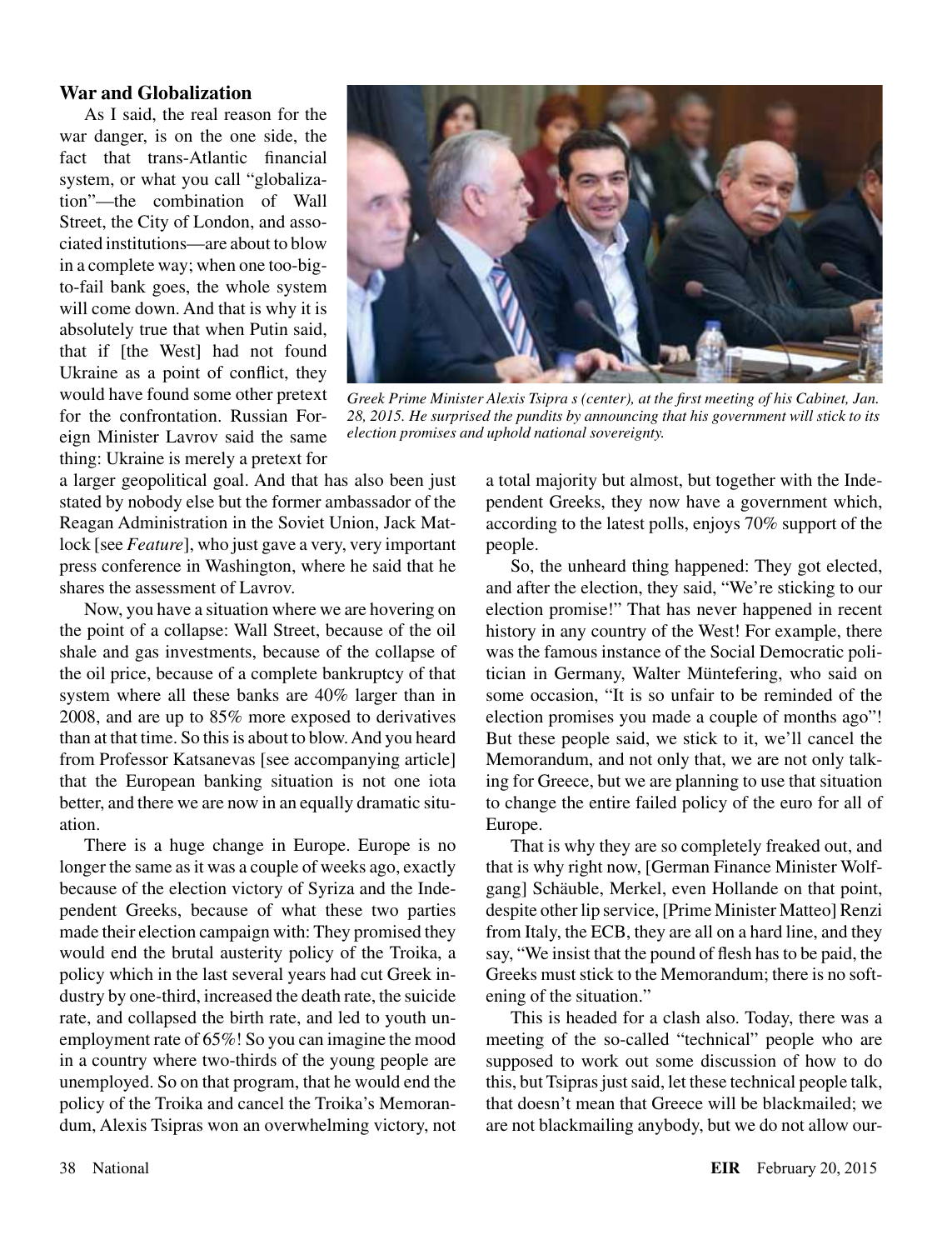### War and Globalization

As I said, the real reason for the war danger, is on the one side, the fact that trans-Atlantic financial system, or what you call "globalization"—the combination of Wall Street, the City of London, and associated institutions—are about to blow in a complete way; when one too-big-to-fail bank goes, the whole system will come down. And that is why it is absolutely true that when Putin said, that if [the West] had not found Ukraine as a point of conflict, they would have found some other pretext for the confrontation. Russian Foreign Minister Lavrov said the same thing: Ukraine is merely a pretext for a larger geopolitical goal. And that has also been just stated by nobody else but the former ambassador of the Reagan Administration in the Soviet Union, Jack Matlock [see *Feature*], who just gave a very, very important press conference in Washington, where he said that he shares the assessment of Lavrov.

*Greek Prime Minister Alexis Tsipra s (center), at the first meeting of his Cabinet, Jan. 28, 2015. He surprised the pundits by announcing that his government will stick to its election promises and uphold national sovereignty.*

Now, you have a situation where we are hovering on the point of a collapse: Wall Street, because of the oil shale and gas investments, because of the collapse of the oil price, because of a complete bankruptcy of that system where all these banks are 40% larger than in 2008, and are up to 85% more exposed to derivatives than at that time. So this is about to blow. And you heard from Professor Katsanevas [see accompanying article] that the European banking situation is not one iota better, and there we are now in an equally dramatic situation.

There is a huge change in Europe. Europe is no longer the same as it was a couple of weeks ago, exactly because of the election victory of Syriza and the Independent Greeks, because of what these two parties made their election campaign with: They promised they would end the brutal austerity policy of the Troika, a policy which in the last several years had cut Greek industry by one-third, increased the death rate, the suicide rate, and collapsed the birth rate, and led to youth unemployment rate of 65%! So you can imagine the mood in a country where two-thirds of the young people are unemployed. So on that program, that he would end the policy of the Troika and cancel the Troika's Memorandum, Alexis Tsipras won an overwhelming victory, not a total majority but almost, but together with the Independent Greeks, they now have a government which, according to the latest polls, enjoys 70% support of the people.

So, the unheard thing happened: They got elected, and after the election, they said, "We're sticking to our election promise!" That has never happened in recent history in any country of the West! For example, there was the famous instance of the Social Democratic politician in Germany, Walter Müntefering, who said on some occasion, "It is so unfair to be reminded of the election promises you made a couple of months ago"! But these people said, we stick to it, we'll cancel the Memorandum, and not only that, we are not only talking for Greece, but we are planning to use that situation to change the entire failed policy of the euro for all of Europe.

That is why they are so completely freaked out, and that is why right now, [German Finance Minister Wolfgang] Schäuble, Merkel, even Hollande on that point, despite other lip service, [Prime Minister Matteo] Renzi from Italy, the ECB, they are all on a hard line, and they say, "We insist that the pound of flesh has to be paid, the Greeks must stick to the Memorandum; there is no softening of the situation."

This is headed for a clash also. Today, there was a meeting of the so-called "technical" people who are supposed to work out some discussion of how to do this, but Tsipras just said, let these technical people talk, that doesn't mean that Greece will be blackmailed; we are not blackmailing anybody, but we do not allow our-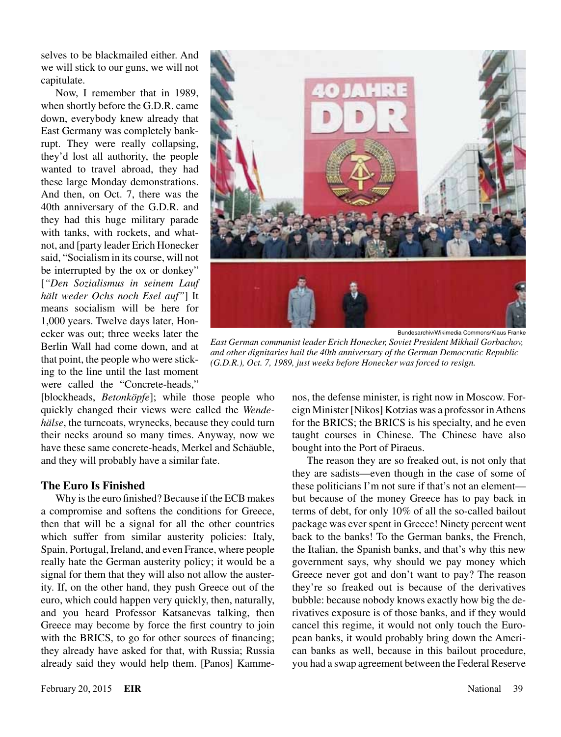selves to be blackmailed either. And we will stick to our guns, we will not capitulate.

Now, I remember that in 1989, when shortly before the G.D.R. came down, everybody knew already that East Germany was completely bankrupt. They were really collapsing, they'd lost all authority, the people wanted to travel abroad, they had these large Monday demonstrations. And then, on Oct. 7, there was the 40th anniversary of the G.D.R. and they had this huge military parade with tanks, with rockets, and whatnot, and [party leader Erich Honecker said, "Socialism in its course, will not be interrupted by the ox or donkey" [*"Den Sozialismus in seinem Lauf hält weder Ochs noch Esel auf"*] It means socialism will be here for 1,000 years. Twelve days later, Honecker was out; three weeks later the Berlin Wall had come down, and at that point, the people who were sticking to the line until the last moment were called the "Concrete-heads," [blockheads, *Betonköpfe*]; while those people who quickly changed their views were called the *Wendehälse*, the turncoats, wrynecks, because they could turn their necks around so many times. Anyway, now we have these same concrete-heads, Merkel and Schäuble, and they will probably have a similar fate.

Bundesarchiv/Wikimedia Commons/Klaus Franke

*East German communist leader Erich Honecker, Soviet President Mikhail Gorbachov, and other dignitaries hail the 40th anniversary of the German Democratic Republic (G.D.R.), Oct. 7, 1989, just weeks before Honecker was forced to resign.*

## The Euro Is Finished

Why is the euro finished? Because if the ECB makes a compromise and softens the conditions for Greece, then that will be a signal for all the other countries which suffer from similar austerity policies: Italy, Spain, Portugal, Ireland, and even France, where people really hate the German austerity policy; it would be a signal for them that they will also not allow the austerity. If, on the other hand, they push Greece out of the euro, which could happen very quickly, then, naturally, and you heard Professor Katsanevas talking, then Greece may become by force the first country to join with the BRICS, to go for other sources of financing; they already have asked for that, with Russia; Russia already said they would help them. [Panos] Kammenos, the defense minister, is right now in Moscow. Foreign Minister [Nikos] Kotzias was a professor in Athens for the BRICS; the BRICS is his specialty, and he even taught courses in Chinese. The Chinese have also bought into the Port of Piraeus.

The reason they are so freaked out, is not only that they are sadists—even though in the case of some of these politicians I'm not sure if that's not an element—but because of the money Greece has to pay back in terms of debt, for only 10% of all the so-called bailout package was ever spent in Greece! Ninety percent went back to the banks! To the German banks, the French, the Italian, the Spanish banks, and that's why this new government says, why should we pay money which Greece never got and don't want to pay? The reason they're so freaked out is because of the derivatives bubble: because nobody knows exactly how big the derivatives exposure is of those banks, and if they would cancel this regime, it would not only touch the European banks, it would probably bring down the American banks as well, because in this bailout procedure, you had a swap agreement between the Federal Reserve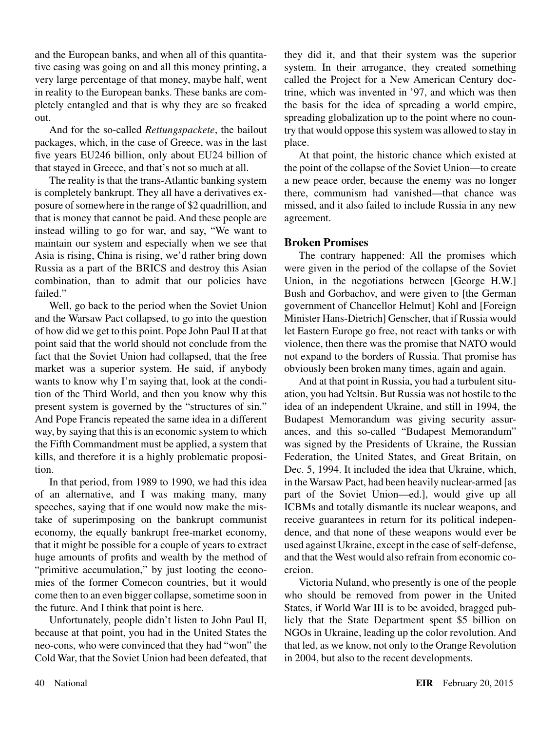and the European banks, and when all of this quantitative easing was going on and all this money printing, a very large percentage of that money, maybe half, went in reality to the European banks. These banks are completely entangled and that is why they are so freaked out.

And for the so-called *Rettungspackete*, the bailout packages, which, in the case of Greece, was in the last five years EU246 billion, only about EU24 billion of that stayed in Greece, and that's not so much at all.

The reality is that the trans-Atlantic banking system is completely bankrupt. They all have a derivatives exposure of somewhere in the range of $2 quadrillion, and that is money that cannot be paid. And these people are instead willing to go for war, and say, "We want to maintain our system and especially when we see that Asia is rising, China is rising, we'd rather bring down Russia as a part of the BRICS and destroy this Asian combination, than to admit that our policies have failed."

Well, go back to the period when the Soviet Union and the Warsaw Pact collapsed, to go into the question of how did we get to this point. Pope John Paul II at that point said that the world should not conclude from the fact that the Soviet Union had collapsed, that the free market was a superior system. He said, if anybody wants to know why I'm saying that, look at the condition of the Third World, and then you know why this present system is governed by the "structures of sin." And Pope Francis repeated the same idea in a different way, by saying that this is an economic system to which the Fifth Commandment must be applied, a system that kills, and therefore it is a highly problematic proposition.

In that period, from 1989 to 1990, we had this idea of an alternative, and I was making many, many speeches, saying that if one would now make the mistake of superimposing on the bankrupt communist economy, the equally bankrupt free-market economy, that it might be possible for a couple of years to extract huge amounts of profits and wealth by the method of "primitive accumulation," by just looting the economies of the former Comecon countries, but it would come then to an even bigger collapse, sometime soon in the future. And I think that point is here.

Unfortunately, people didn't listen to John Paul II, because at that point, you had in the United States the neo-cons, who were convinced that they had "won" the Cold War, that the Soviet Union had been defeated, that they did it, and that their system was the superior system. In their arrogance, they created something called the Project for a New American Century doctrine, which was invented in '97, and which was then the basis for the idea of spreading a world empire, spreading globalization up to the point where no country that would oppose this system was allowed to stay in place.

At that point, the historic chance which existed at the point of the collapse of the Soviet Union—to create a new peace order, because the enemy was no longer there, communism had vanished—that chance was missed, and it also failed to include Russia in any new agreement.

## Broken Promises

The contrary happened: All the promises which were given in the period of the collapse of the Soviet Union, in the negotiations between [George H.W.] Bush and Gorbachov, and were given to [the German government of Chancellor Helmut] Kohl and [Foreign Minister Hans-Dietrich] Genscher, that if Russia would let Eastern Europe go free, not react with tanks or with violence, then there was the promise that NATO would not expand to the borders of Russia. That promise has obviously been broken many times, again and again.

And at that point in Russia, you had a turbulent situation, you had Yeltsin. But Russia was not hostile to the idea of an independent Ukraine, and still in 1994, the Budapest Memorandum was giving security assurances, and this so-called "Budapest Memorandum" was signed by the Presidents of Ukraine, the Russian Federation, the United States, and Great Britain, on Dec. 5, 1994. It included the idea that Ukraine, which, in the Warsaw Pact, had been heavily nuclear-armed [as part of the Soviet Union—ed.], would give up all ICBMs and totally dismantle its nuclear weapons, and receive guarantees in return for its political independence, and that none of these weapons would ever be used against Ukraine, except in the case of self-defense, and that the West would also refrain from economic coercion.

Victoria Nuland, who presently is one of the people who should be removed from power in the United States, if World War III is to be avoided, bragged publicly that the State Department spent $5 billion on NGOs in Ukraine, leading up the color revolution. And that led, as we know, not only to the Orange Revolution in 2004, but also to the recent developments.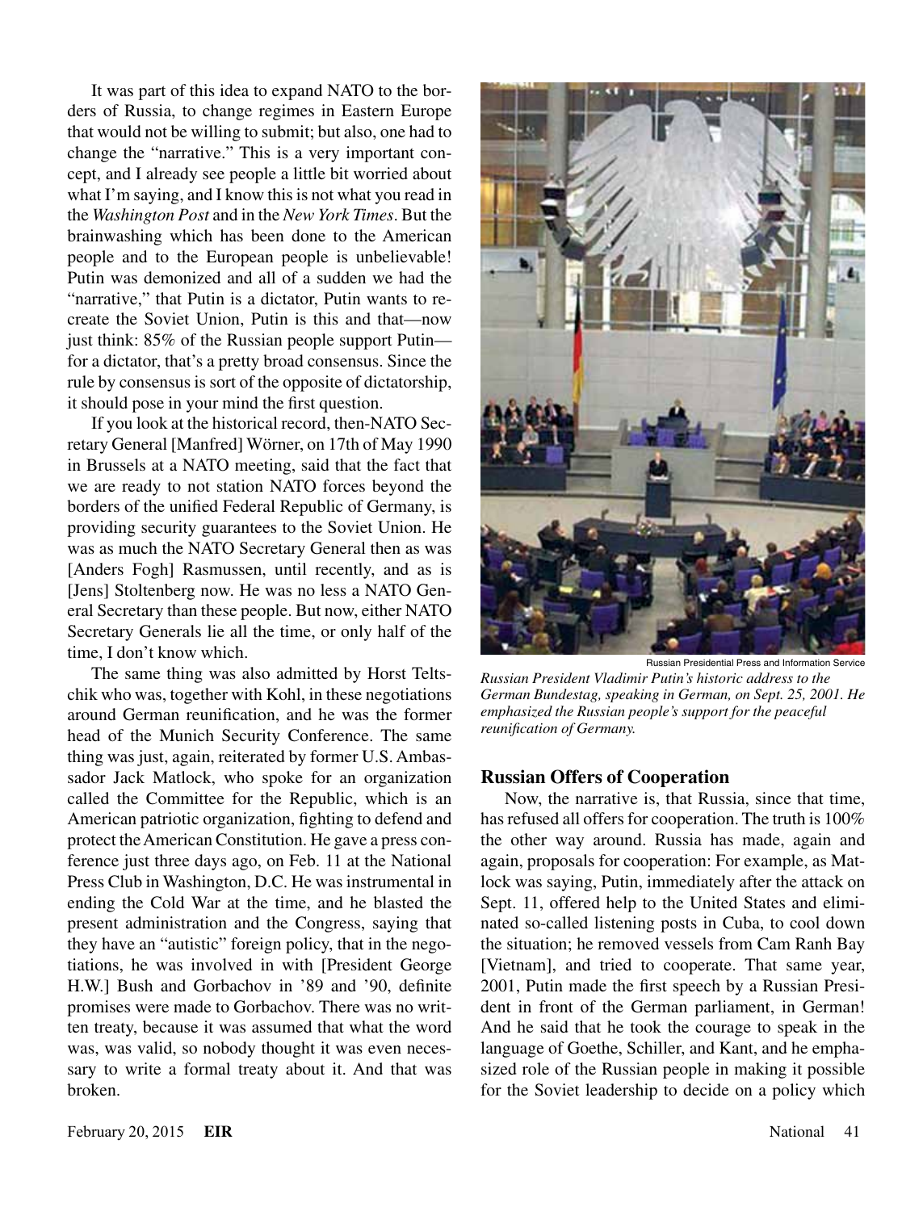It was part of this idea to expand NATO to the borders of Russia, to change regimes in Eastern Europe that would not be willing to submit; but also, one had to change the "narrative." This is a very important concept, and I already see people a little bit worried about what I'm saying, and I know this is not what you read in the *Washington Post* and in the *New York Times*. But the brainwashing which has been done to the American people and to the European people is unbelievable! Putin was demonized and all of a sudden we had the "narrative," that Putin is a dictator, Putin wants to recreate the Soviet Union, Putin is this and that—now just think: 85% of the Russian people support Putin—for a dictator, that's a pretty broad consensus. Since the rule by consensus is sort of the opposite of dictatorship, it should pose in your mind the first question.

If you look at the historical record, then-NATO Secretary General [Manfred] Wörner, on 17th of May 1990 in Brussels at a NATO meeting, said that the fact that we are ready to not station NATO forces beyond the borders of the unified Federal Republic of Germany, is providing security guarantees to the Soviet Union. He was as much the NATO Secretary General then as was [Anders Fogh] Rasmussen, until recently, and as is [Jens] Stoltenberg now. He was no less a NATO General Secretary than these people. But now, either NATO Secretary Generals lie all the time, or only half of the time, I don't know which.

The same thing was also admitted by Horst Teltschik who was, together with Kohl, in these negotiations around German reunification, and he was the former head of the Munich Security Conference. The same thing was just, again, reiterated by former U.S. Ambassador Jack Matlock, who spoke for an organization called the Committee for the Republic, which is an American patriotic organization, fighting to defend and protect the American Constitution. He gave a press conference just three days ago, on Feb. 11 at the National Press Club in Washington, D.C. He was instrumental in ending the Cold War at the time, and he blasted the present administration and the Congress, saying that they have an "autistic" foreign policy, that in the negotiations, he was involved in with [President George H.W.] Bush and Gorbachov in '89 and '90, definite promises were made to Gorbachov. There was no written treaty, because it was assumed that what the word was, was valid, so nobody thought it was even necessary to write a formal treaty about it. And that was broken.

Russian Presidential Press and Information Service

*Russian President Vladimir Putin's historic address to the German Bundestag, speaking in German, on Sept. 25, 2001. He emphasized the Russian people's support for the peaceful reunification of Germany.*

## Russian Offers of Cooperation

Now, the narrative is, that Russia, since that time, has refused all offers for cooperation. The truth is 100% the other way around. Russia has made, again and again, proposals for cooperation: For example, as Matlock was saying, Putin, immediately after the attack on Sept. 11, offered help to the United States and eliminated so-called listening posts in Cuba, to cool down the situation; he removed vessels from Cam Ranh Bay [Vietnam], and tried to cooperate. That same year, 2001, Putin made the first speech by a Russian President in front of the German parliament, in German! And he said that he took the courage to speak in the language of Goethe, Schiller, and Kant, and he emphasized role of the Russian people in making it possible for the Soviet leadership to decide on a policy which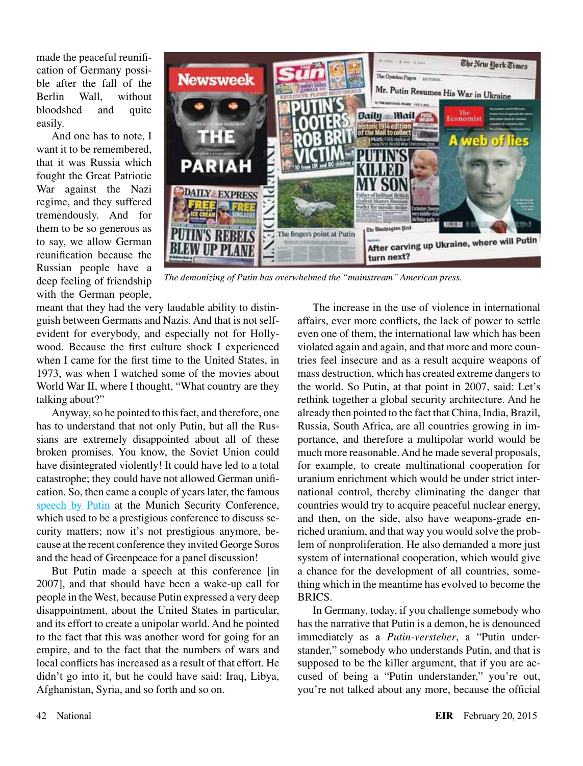made the peaceful reunification of Germany possible after the fall of the Berlin Wall, without bloodshed and quite easily.

And one has to note, I want it to be remembered, that it was Russia which fought the Great Patriotic War against the Nazi regime, and they suffered tremendously. And for them to be so generous as to say, we allow German reunification because the Russian people have a deep feeling of friendship with the German people, meant that they had the very laudable ability to distinguish between Germans and Nazis. And that is not self-evident for everybody, and especially not for Hollywood. Because the first culture shock I experienced when I came for the first time to the United States, in 1973, was when I watched some of the movies about World War II, where I thought, "What country are they talking about?"

*The demonizing of Putin has overwhelmed the "mainstream" American press.*

Anyway, so he pointed to this fact, and therefore, one has to understand that not only Putin, but all the Russians are extremely disappointed about all of these broken promises. You know, the Soviet Union could have disintegrated violently! It could have led to a total catastrophe; they could have not allowed German unification. So, then came a couple of years later, the famous speech by Putin at the Munich Security Conference, which used to be a prestigious conference to discuss security matters; now it's not prestigious anymore, because at the recent conference they invited George Soros and the head of Greenpeace for a panel discussion!

But Putin made a speech at this conference [in 2007], and that should have been a wake-up call for people in the West, because Putin expressed a very deep disappointment, about the United States in particular, and its effort to create a unipolar world. And he pointed to the fact that this was another word for going for an empire, and to the fact that the numbers of wars and local conflicts has increased as a result of that effort. He didn't go into it, but he could have said: Iraq, Libya, Afghanistan, Syria, and so forth and so on.

The increase in the use of violence in international affairs, ever more conflicts, the lack of power to settle even one of them, the international law which has been violated again and again, and that more and more countries feel insecure and as a result acquire weapons of mass destruction, which has created extreme dangers to the world. So Putin, at that point in 2007, said: Let's rethink together a global security architecture. And he already then pointed to the fact that China, India, Brazil, Russia, South Africa, are all countries growing in importance, and therefore a multipolar world would be much more reasonable. And he made several proposals, for example, to create multinational cooperation for uranium enrichment which would be under strict international control, thereby eliminating the danger that countries would try to acquire peaceful nuclear energy, and then, on the side, also have weapons-grade enriched uranium, and that way you would solve the problem of nonproliferation. He also demanded a more just system of international cooperation, which would give a chance for the development of all countries, something which in the meantime has evolved to become the BRICS.

In Germany, today, if you challenge somebody who has the narrative that Putin is a demon, he is denounced immediately as a *Putin-versteher*, a "Putin understander," somebody who understands Putin, and that is supposed to be the killer argument, that if you are accused of being a "Putin understander," you're out, you're not talked about any more, because the official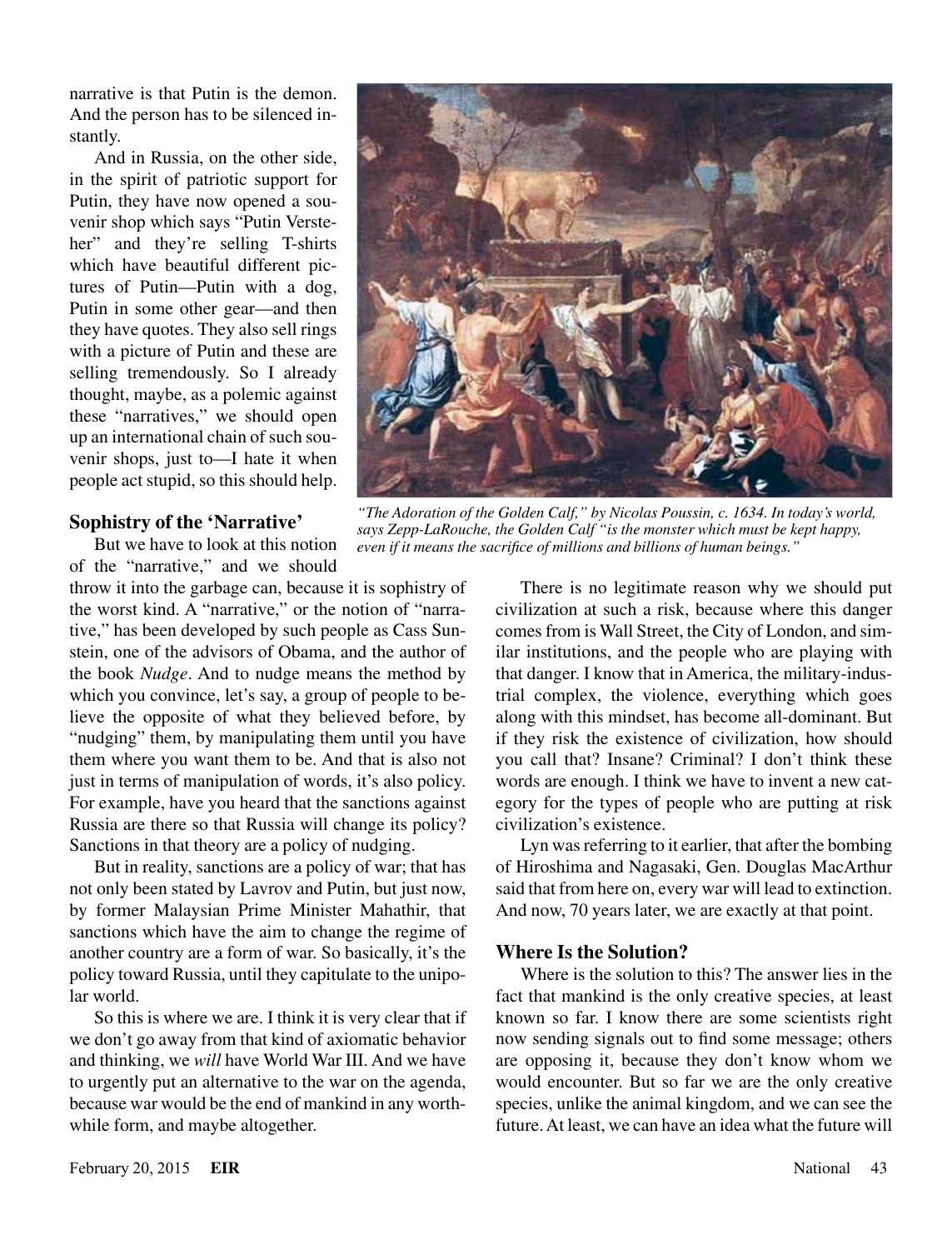narrative is that Putin is the demon. And the person has to be silenced instantly.

And in Russia, on the other side, in the spirit of patriotic support for Putin, they have now opened a souvenir shop which says "Putin Versteher" and they're selling T-shirts which have beautiful different pictures of Putin—Putin with a dog, Putin in some other gear—and then they have quotes. They also sell rings with a picture of Putin and these are selling tremendously. So I already thought, maybe, as a polemic against these "narratives," we should open up an international chain of such souvenir shops, just to—I hate it when people act stupid, so this should help.

*"The Adoration of the Golden Calf," by Nicolas Poussin, c. 1634. In today's world, says Zepp-LaRouche, the Golden Calf "is the monster which must be kept happy, even if it means the sacrifice of millions and billions of human beings."*

## Sophistry of the 'Narrative'

But we have to look at this notion of the "narrative," and we should throw it into the garbage can, because it is sophistry of the worst kind. A "narrative," or the notion of "narrative," has been developed by such people as Cass Sunstein, one of the advisors of Obama, and the author of the book *Nudge*. And to nudge means the method by which you convince, let's say, a group of people to believe the opposite of what they believed before, by "nudging" them, by manipulating them until you have them where you want them to be. And that is also not just in terms of manipulation of words, it's also policy. For example, have you heard that the sanctions against Russia are there so that Russia will change its policy? Sanctions in that theory are a policy of nudging.

But in reality, sanctions are a policy of war; that has not only been stated by Lavrov and Putin, but just now, by former Malaysian Prime Minister Mahathir, that sanctions which have the aim to change the regime of another country are a form of war. So basically, it's the policy toward Russia, until they capitulate to the unipolar world.

So this is where we are. I think it is very clear that if we don't go away from that kind of axiomatic behavior and thinking, we *will* have World War III. And we have to urgently put an alternative to the war on the agenda, because war would be the end of mankind in any worthwhile form, and maybe altogether.

There is no legitimate reason why we should put civilization at such a risk, because where this danger comes from is Wall Street, the City of London, and similar institutions, and the people who are playing with that danger. I know that in America, the military-industrial complex, the violence, everything which goes along with this mindset, has become all-dominant. But if they risk the existence of civilization, how should you call that? Insane? Criminal? I don't think these words are enough. I think we have to invent a new category for the types of people who are putting at risk civilization's existence.

Lyn was referring to it earlier, that after the bombing of Hiroshima and Nagasaki, Gen. Douglas MacArthur said that from here on, every war will lead to extinction. And now, 70 years later, we are exactly at that point.

## Where Is the Solution?

Where is the solution to this? The answer lies in the fact that mankind is the only creative species, at least known so far. I know there are some scientists right now sending signals out to find some message; others are opposing it, because they don't know whom we would encounter. But so far we are the only creative species, unlike the animal kingdom, and we can see the future. At least, we can have an idea what the future will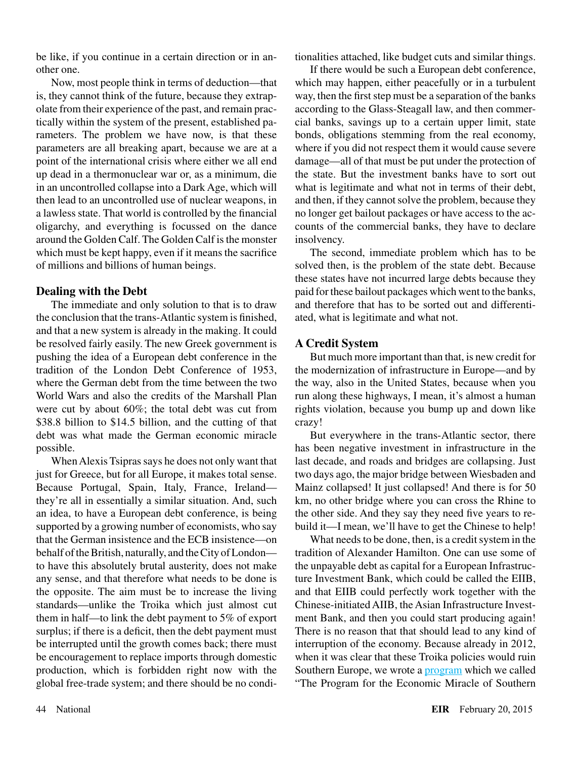be like, if you continue in a certain direction or in another one.

Now, most people think in terms of deduction—that is, they cannot think of the future, because they extrapolate from their experience of the past, and remain practically within the system of the present, established parameters. The problem we have now, is that these parameters are all breaking apart, because we are at a point of the international crisis where either we all end up dead in a thermonuclear war or, as a minimum, die in an uncontrolled collapse into a Dark Age, which will then lead to an uncontrolled use of nuclear weapons, in a lawless state. That world is controlled by the financial oligarchy, and everything is focussed on the dance around the Golden Calf. The Golden Calf is the monster which must be kept happy, even if it means the sacrifice of millions and billions of human beings.

## Dealing with the Debt

The immediate and only solution to that is to draw the conclusion that the trans-Atlantic system is finished, and that a new system is already in the making. It could be resolved fairly easily. The new Greek government is pushing the idea of a European debt conference in the tradition of the London Debt Conference of 1953, where the German debt from the time between the two World Wars and also the credits of the Marshall Plan were cut by about 60%; the total debt was cut from $38.8 billion to $14.5 billion, and the cutting of that debt was what made the German economic miracle possible.

When Alexis Tsipras says he does not only want that just for Greece, but for all Europe, it makes total sense. Because Portugal, Spain, Italy, France, Ireland—they're all in essentially a similar situation. And, such an idea, to have a European debt conference, is being supported by a growing number of economists, who say that the German insistence and the ECB insistence—on behalf of the British, naturally, and the City of London—to have this absolutely brutal austerity, does not make any sense, and that therefore what needs to be done is the opposite. The aim must be to increase the living standards—unlike the Troika which just almost cut them in half—to link the debt payment to 5% of export surplus; if there is a deficit, then the debt payment must be interrupted until the growth comes back; there must be encouragement to replace imports through domestic production, which is forbidden right now with the global free-trade system; and there should be no conditionalities attached, like budget cuts and similar things.

If there would be such a European debt conference, which may happen, either peacefully or in a turbulent way, then the first step must be a separation of the banks according to the Glass-Steagall law, and then commercial banks, savings up to a certain upper limit, state bonds, obligations stemming from the real economy, where if you did not respect them it would cause severe damage—all of that must be put under the protection of the state. But the investment banks have to sort out what is legitimate and what not in terms of their debt, and then, if they cannot solve the problem, because they no longer get bailout packages or have access to the accounts of the commercial banks, they have to declare insolvency.

The second, immediate problem which has to be solved then, is the problem of the state debt. Because these states have not incurred large debts because they paid for these bailout packages which went to the banks, and therefore that has to be sorted out and differentiated, what is legitimate and what not.

## A Credit System

But much more important than that, is new credit for the modernization of infrastructure in Europe—and by the way, also in the United States, because when you run along these highways, I mean, it's almost a human rights violation, because you bump up and down like crazy!

But everywhere in the trans-Atlantic sector, there has been negative investment in infrastructure in the last decade, and roads and bridges are collapsing. Just two days ago, the major bridge between Wiesbaden and Mainz collapsed! It just collapsed! And there is for 50 km, no other bridge where you can cross the Rhine to the other side. And they say they need five years to rebuild it—I mean, we'll have to get the Chinese to help!

What needs to be done, then, is a credit system in the tradition of Alexander Hamilton. One can use some of the unpayable debt as capital for a European Infrastructure Investment Bank, which could be called the EIIB, and that EIIB could perfectly work together with the Chinese-initiated AIIB, the Asian Infrastructure Investment Bank, and then you could start producing again! There is no reason that that should lead to any kind of interruption of the economy. Because already in 2012, when it was clear that these Troika policies would ruin Southern Europe, we wrote a program which we called "The Program for the Economic Miracle of Southern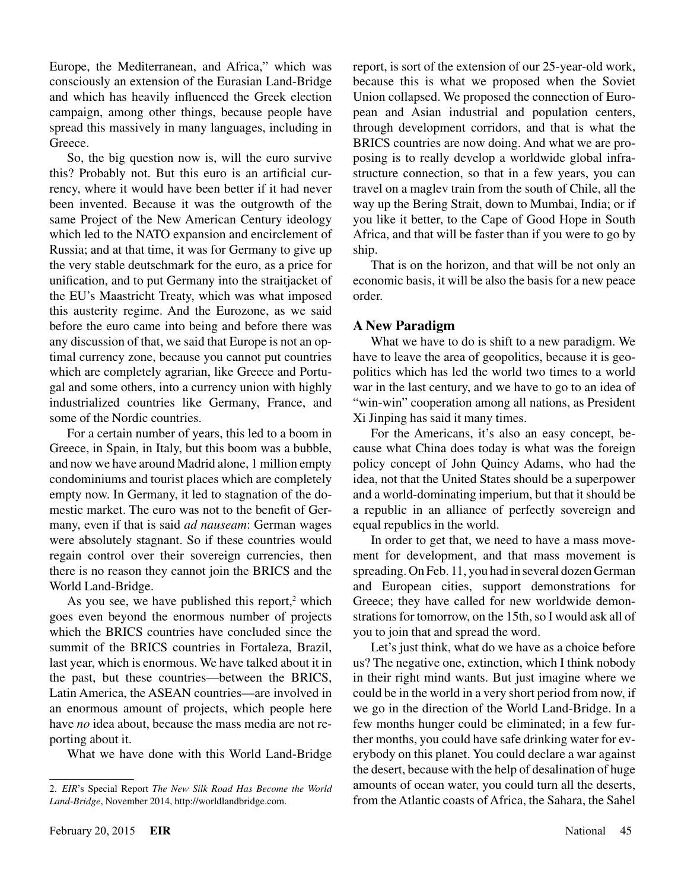Europe, the Mediterranean, and Africa," which was consciously an extension of the Eurasian Land-Bridge and which has heavily influenced the Greek election campaign, among other things, because people have spread this massively in many languages, including in Greece.

So, the big question now is, will the euro survive this? Probably not. But this euro is an artificial currency, where it would have been better if it had never been invented. Because it was the outgrowth of the same Project of the New American Century ideology which led to the NATO expansion and encirclement of Russia; and at that time, it was for Germany to give up the very stable deutschmark for the euro, as a price for unification, and to put Germany into the straitjacket of the EU's Maastricht Treaty, which was what imposed this austerity regime. And the Eurozone, as we said before the euro came into being and before there was any discussion of that, we said that Europe is not an optimal currency zone, because you cannot put countries which are completely agrarian, like Greece and Portugal and some others, into a currency union with highly industrialized countries like Germany, France, and some of the Nordic countries.

For a certain number of years, this led to a boom in Greece, in Spain, in Italy, but this boom was a bubble, and now we have around Madrid alone, 1 million empty condominiums and tourist places which are completely empty now. In Germany, it led to stagnation of the domestic market. The euro was not to the benefit of Germany, even if that is said *ad nauseam*: German wages were absolutely stagnant. So if these countries would regain control over their sovereign currencies, then there is no reason they cannot join the BRICS and the World Land-Bridge.

As you see, we have published this report,[2] which goes even beyond the enormous number of projects which the BRICS countries have concluded since the summit of the BRICS countries in Fortaleza, Brazil, last year, which is enormous. We have talked about it in the past, but these countries—between the BRICS, Latin America, the ASEAN countries—are involved in an enormous amount of projects, which people here have *no* idea about, because the mass media are not reporting about it.

What we have done with this World Land-Bridge report, is sort of the extension of our 25-year-old work, because this is what we proposed when the Soviet Union collapsed. We proposed the connection of European and Asian industrial and population centers, through development corridors, and that is what the BRICS countries are now doing. And what we are proposing is to really develop a worldwide global infrastructure connection, so that in a few years, you can travel on a maglev train from the south of Chile, all the way up the Bering Strait, down to Mumbai, India; or if you like it better, to the Cape of Good Hope in South Africa, and that will be faster than if you were to go by ship.

That is on the horizon, and that will be not only an economic basis, it will be also the basis for a new peace order.

## A New Paradigm

What we have to do is shift to a new paradigm. We have to leave the area of geopolitics, because it is geopolitics which has led the world two times to a world war in the last century, and we have to go to an idea of "win-win" cooperation among all nations, as President Xi Jinping has said it many times.

For the Americans, it's also an easy concept, because what China does today is what was the foreign policy concept of John Quincy Adams, who had the idea, not that the United States should be a superpower and a world-dominating imperium, but that it should be a republic in an alliance of perfectly sovereign and equal republics in the world.

In order to get that, we need to have a mass movement for development, and that mass movement is spreading. On Feb. 11, you had in several dozen German and European cities, support demonstrations for Greece; they have called for new worldwide demonstrations for tomorrow, on the 15th, so I would ask all of you to join that and spread the word.

Let's just think, what do we have as a choice before us? The negative one, extinction, which I think nobody in their right mind wants. But just imagine where we could be in the world in a very short period from now, if we go in the direction of the World Land-Bridge. In a few months hunger could be eliminated; in a few further months, you could have safe drinking water for everybody on this planet. You could declare a war against the desert, because with the help of desalination of huge amounts of ocean water, you could turn all the deserts, from the Atlantic coasts of Africa, the Sahara, the Sahel

---

2. *EIR*'s Special Report *The New Silk Road Has Become the World Land-Bridge*, November 2014, http://worldlandbridge.com.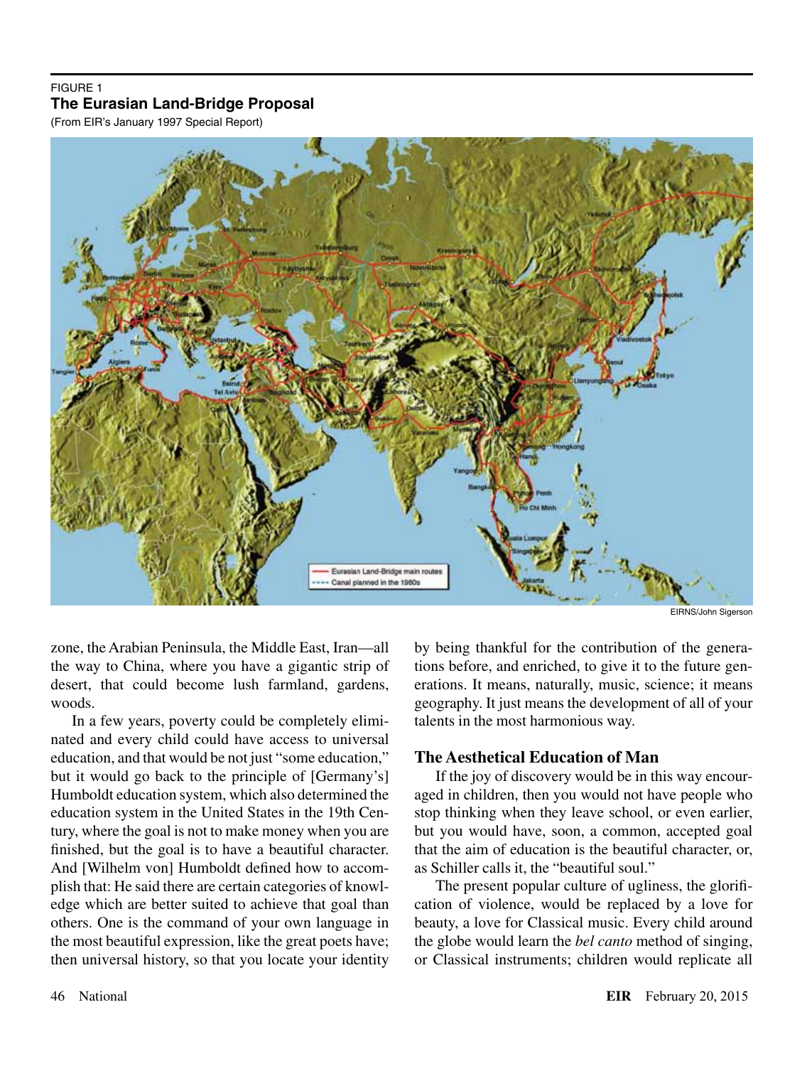FIGURE 1
**The Eurasian Land-Bridge Proposal**
(From EIR's January 1997 Special Report)

EIRNS/John Sigerson

zone, the Arabian Peninsula, the Middle East, Iran—all the way to China, where you have a gigantic strip of desert, that could become lush farmland, gardens, woods.

In a few years, poverty could be completely eliminated and every child could have access to universal education, and that would be not just "some education," but it would go back to the principle of [Germany's] Humboldt education system, which also determined the education system in the United States in the 19th Century, where the goal is not to make money when you are finished, but the goal is to have a beautiful character. And [Wilhelm von] Humboldt defined how to accomplish that: He said there are certain categories of knowledge which are better suited to achieve that goal than others. One is the command of your own language in the most beautiful expression, like the great poets have; then universal history, so that you locate your identity by being thankful for the contribution of the generations before, and enriched, to give it to the future generations. It means, naturally, music, science; it means geography. It just means the development of all of your talents in the most harmonious way.

## The Aesthetical Education of Man

If the joy of discovery would be in this way encouraged in children, then you would not have people who stop thinking when they leave school, or even earlier, but you would have, soon, a common, accepted goal that the aim of education is the beautiful character, or, as Schiller calls it, the "beautiful soul."

The present popular culture of ugliness, the glorification of violence, would be replaced by a love for beauty, a love for Classical music. Every child around the globe would learn the *bel canto* method of singing, or Classical instruments; children would replicate all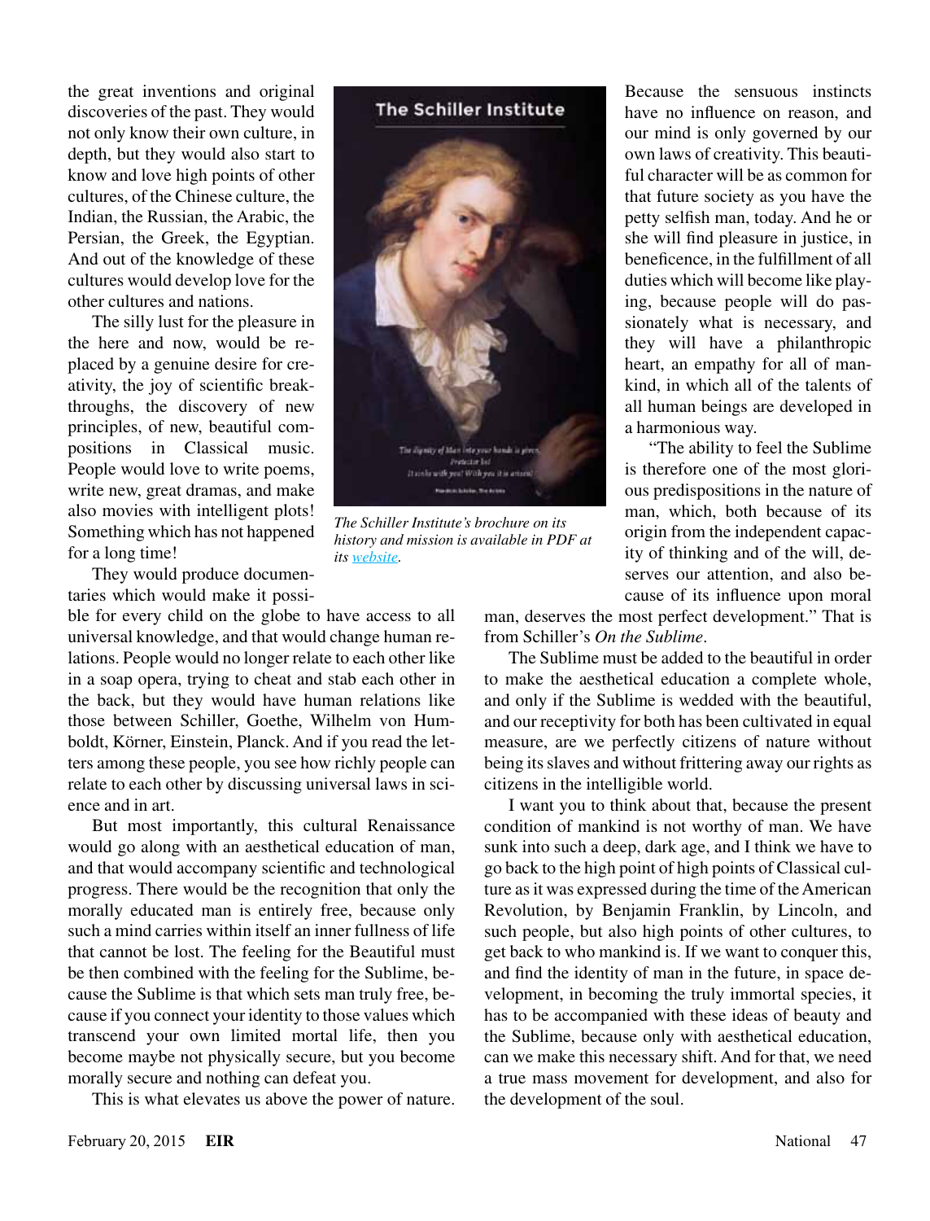the great inventions and original discoveries of the past. They would not only know their own culture, in depth, but they would also start to know and love high points of other cultures, of the Chinese culture, the Indian, the Russian, the Arabic, the Persian, the Greek, the Egyptian. And out of the knowledge of these cultures would develop love for the other cultures and nations.

The silly lust for the pleasure in the here and now, would be replaced by a genuine desire for creativity, the joy of scientific breakthroughs, the discovery of new principles, of new, beautiful compositions in Classical music. People would love to write poems, write new, great dramas, and make also movies with intelligent plots! Something which has not happened for a long time!

They would produce documentaries which would make it possible for every child on the globe to have access to all universal knowledge, and that would change human relations. People would no longer relate to each other like in a soap opera, trying to cheat and stab each other in the back, but they would have human relations like those between Schiller, Goethe, Wilhelm von Humboldt, Körner, Einstein, Planck. And if you read the letters among these people, you see how richly people can relate to each other by discussing universal laws in science and in art.

But most importantly, this cultural Renaissance would go along with an aesthetical education of man, and that would accompany scientific and technological progress. There would be the recognition that only the morally educated man is entirely free, because only such a mind carries within itself an inner fullness of life that cannot be lost. The feeling for the Beautiful must be then combined with the feeling for the Sublime, because the Sublime is that which sets man truly free, because if you connect your identity to those values which transcend your own limited mortal life, then you become maybe not physically secure, but you become morally secure and nothing can defeat you.

This is what elevates us above the power of nature.

*The Schiller Institute's brochure on its history and mission is available in PDF at its website.*

Because the sensuous instincts have no influence on reason, and our mind is only governed by our own laws of creativity. This beautiful character will be as common for that future society as you have the petty selfish man, today. And he or she will find pleasure in justice, in beneficence, in the fulfillment of all duties which will become like playing, because people will do passionately what is necessary, and they will have a philanthropic heart, an empathy for all of mankind, in which all of the talents of all human beings are developed in a harmonious way.

"The ability to feel the Sublime is therefore one of the most glorious predispositions in the nature of man, which, both because of its origin from the independent capacity of thinking and of the will, deserves our attention, and also because of its influence upon moral man, deserves the most perfect development." That is from Schiller's *On the Sublime*.

The Sublime must be added to the beautiful in order to make the aesthetical education a complete whole, and only if the Sublime is wedded with the beautiful, and our receptivity for both has been cultivated in equal measure, are we perfectly citizens of nature without being its slaves and without frittering away our rights as citizens in the intelligible world.

I want you to think about that, because the present condition of mankind is not worthy of man. We have sunk into such a deep, dark age, and I think we have to go back to the high point of high points of Classical culture as it was expressed during the time of the American Revolution, by Benjamin Franklin, by Lincoln, and such people, but also high points of other cultures, to get back to who mankind is. If we want to conquer this, and find the identity of man in the future, in space development, in becoming the truly immortal species, it has to be accompanied with these ideas of beauty and the Sublime, because only with aesthetical education, can we make this necessary shift. And for that, we need a true mass movement for development, and also for the development of the soul.